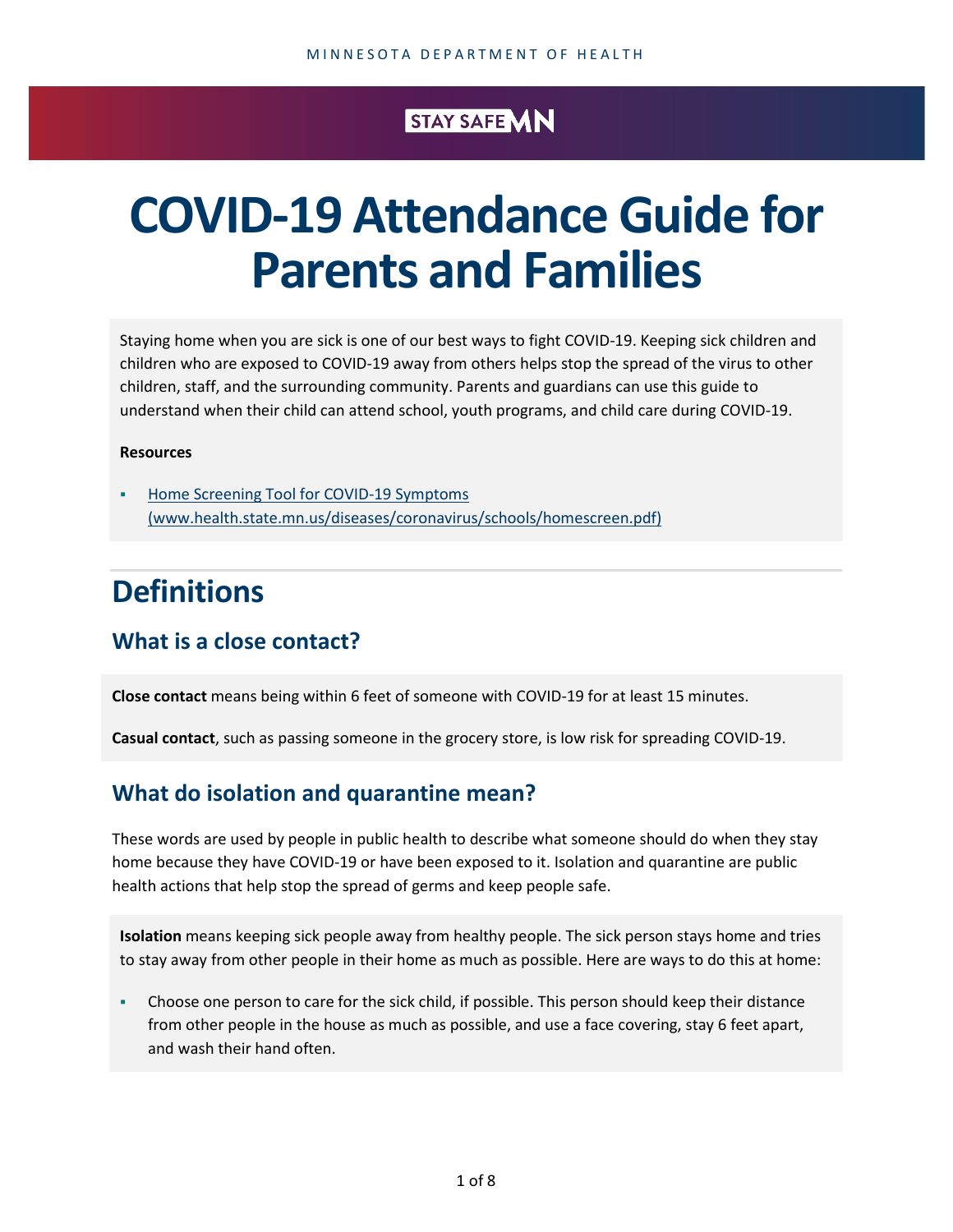STAY SAFE MN

# COVID-19 Attendance Guide for Parents and Families

Staying home when you are sick is one of our best ways to fight COVID-19. Keeping sick children and children who are exposed to COVID-19 away from others helps stop the spread of the virus to other children, staff, and the surrounding community. Parents and guardians can use this guide to understand when their child can attend school, youth programs, and child care during COVID-19.

**Resources**

- [Home Screening Tool for COVID-19 Symptoms (www.health.state.mn.us/diseases/coronavirus/schools/homescreen.pdf)](www.health.state.mn.us/diseases/coronavirus/schools/homescreen.pdf)

# Definitions

## What is a close contact?

**Close contact** means being within 6 feet of someone with COVID-19 for at least 15 minutes.

**Casual contact**, such as passing someone in the grocery store, is low risk for spreading COVID-19.

## What do isolation and quarantine mean?

These words are used by people in public health to describe what someone should do when they stay home because they have COVID-19 or have been exposed to it. Isolation and quarantine are public health actions that help stop the spread of germs and keep people safe.

**Isolation** means keeping sick people away from healthy people. The sick person stays home and tries to stay away from other people in their home as much as possible. Here are ways to do this at home:

- Choose one person to care for the sick child, if possible. This person should keep their distance from other people in the house as much as possible, and use a face covering, stay 6 feet apart, and wash their hand often.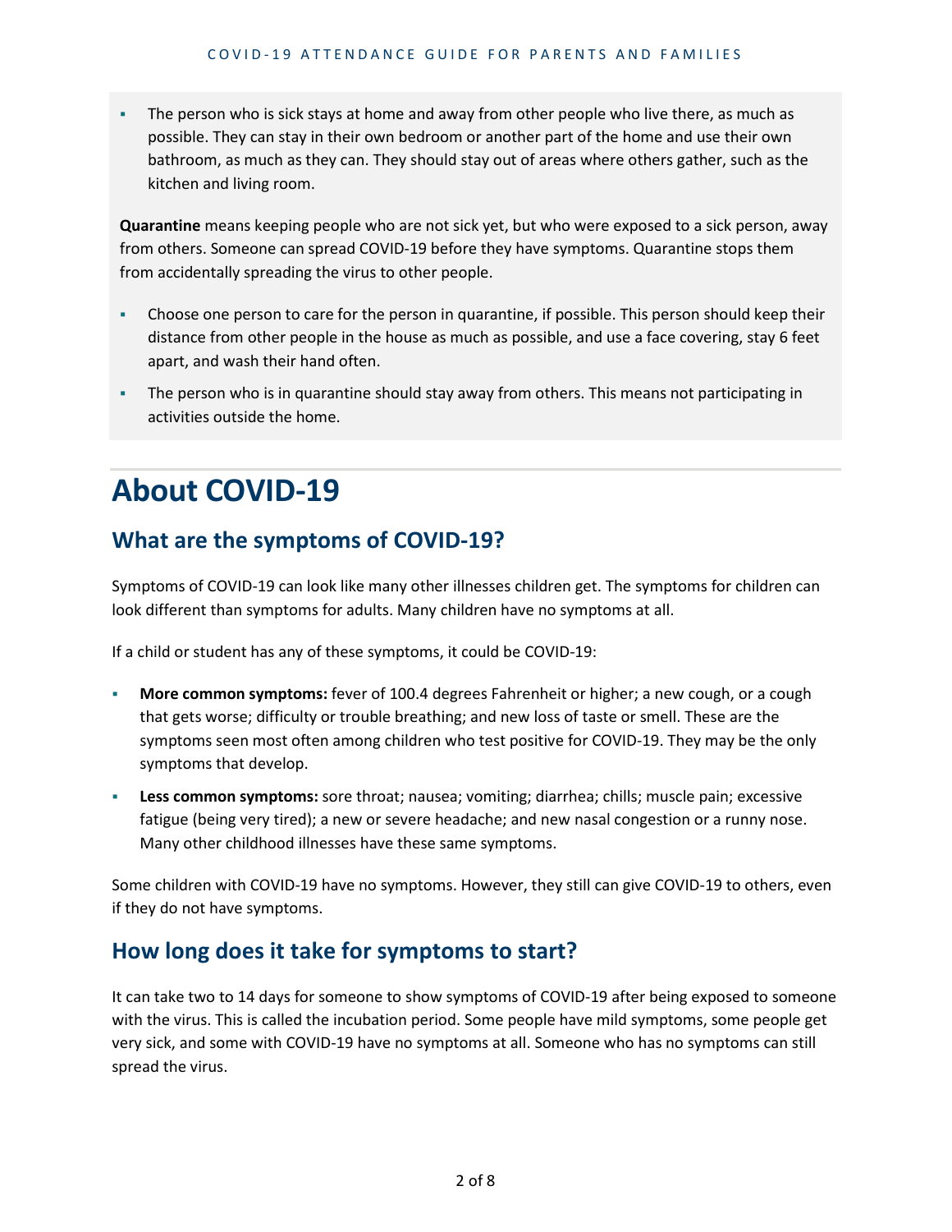- The person who is sick stays at home and away from other people who live there, as much as possible. They can stay in their own bedroom or another part of the home and use their own bathroom, as much as they can. They should stay out of areas where others gather, such as the kitchen and living room.

**Quarantine** means keeping people who are not sick yet, but who were exposed to a sick person, away from others. Someone can spread COVID-19 before they have symptoms. Quarantine stops them from accidentally spreading the virus to other people.

- Choose one person to care for the person in quarantine, if possible. This person should keep their distance from other people in the house as much as possible, and use a face covering, stay 6 feet apart, and wash their hand often.
- The person who is in quarantine should stay away from others. This means not participating in activities outside the home.

# About COVID-19

## What are the symptoms of COVID-19?

Symptoms of COVID-19 can look like many other illnesses children get. The symptoms for children can look different than symptoms for adults. Many children have no symptoms at all.

If a child or student has any of these symptoms, it could be COVID-19:

- **More common symptoms:** fever of 100.4 degrees Fahrenheit or higher; a new cough, or a cough that gets worse; difficulty or trouble breathing; and new loss of taste or smell. These are the symptoms seen most often among children who test positive for COVID-19. They may be the only symptoms that develop.
- **Less common symptoms:** sore throat; nausea; vomiting; diarrhea; chills; muscle pain; excessive fatigue (being very tired); a new or severe headache; and new nasal congestion or a runny nose. Many other childhood illnesses have these same symptoms.

Some children with COVID-19 have no symptoms. However, they still can give COVID-19 to others, even if they do not have symptoms.

## How long does it take for symptoms to start?

It can take two to 14 days for someone to show symptoms of COVID-19 after being exposed to someone with the virus. This is called the incubation period. Some people have mild symptoms, some people get very sick, and some with COVID-19 have no symptoms at all. Someone who has no symptoms can still spread the virus.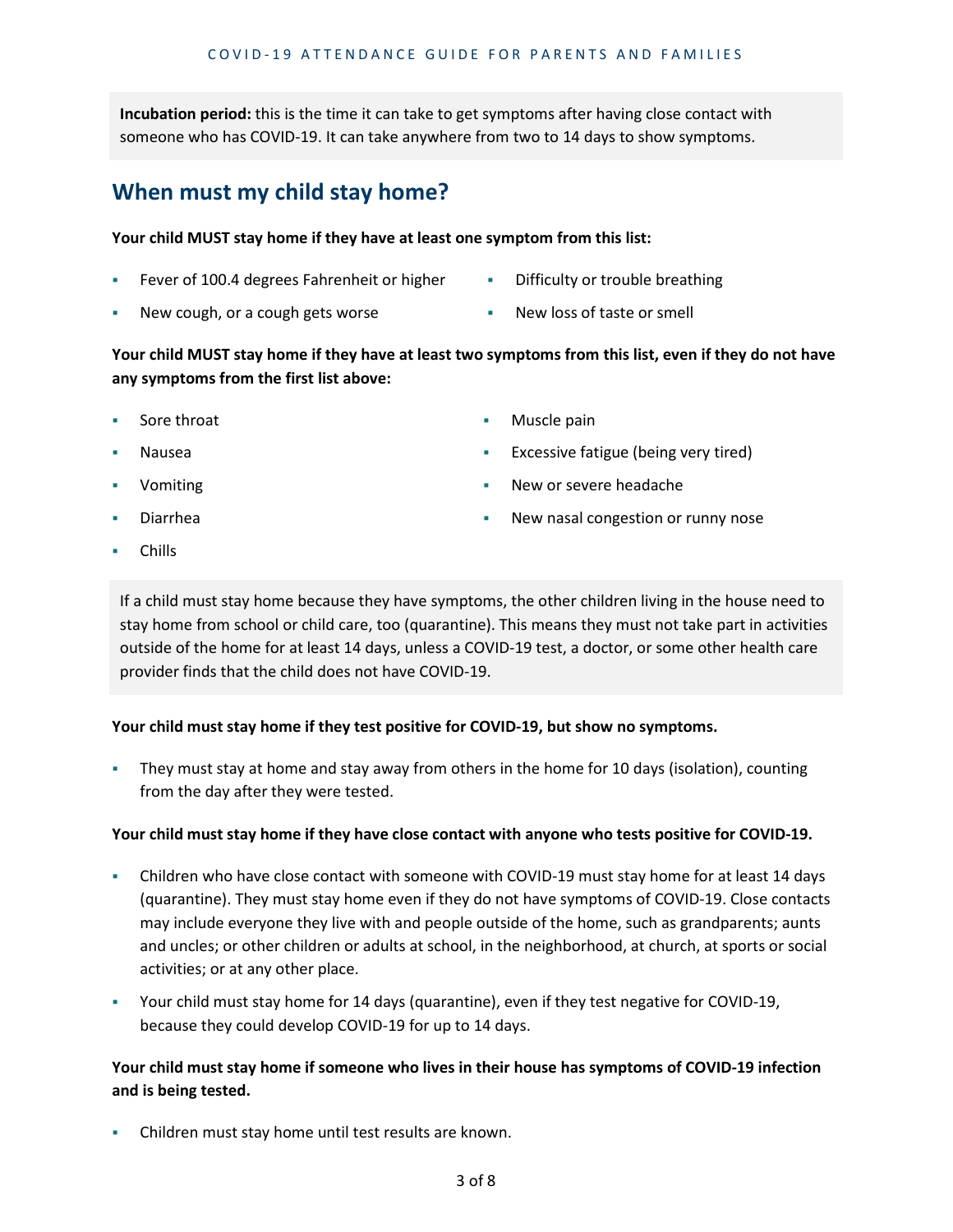**Incubation period:** this is the time it can take to get symptoms after having close contact with someone who has COVID-19. It can take anywhere from two to 14 days to show symptoms.

## When must my child stay home?

**Your child MUST stay home if they have at least one symptom from this list:**

- Fever of 100.4 degrees Fahrenheit or higher
- New cough, or a cough gets worse
- Difficulty or trouble breathing
- New loss of taste or smell

**Your child MUST stay home if they have at least two symptoms from this list, even if they do not have any symptoms from the first list above:**

- Sore throat
- Nausea
- Vomiting
- Diarrhea
- Chills
- Muscle pain
- Excessive fatigue (being very tired)
- New or severe headache
- New nasal congestion or runny nose

If a child must stay home because they have symptoms, the other children living in the house need to stay home from school or child care, too (quarantine). This means they must not take part in activities outside of the home for at least 14 days, unless a COVID-19 test, a doctor, or some other health care provider finds that the child does not have COVID-19.

**Your child must stay home if they test positive for COVID-19, but show no symptoms.**

- They must stay at home and stay away from others in the home for 10 days (isolation), counting from the day after they were tested.

**Your child must stay home if they have close contact with anyone who tests positive for COVID-19.**

- Children who have close contact with someone with COVID-19 must stay home for at least 14 days (quarantine). They must stay home even if they do not have symptoms of COVID-19. Close contacts may include everyone they live with and people outside of the home, such as grandparents; aunts and uncles; or other children or adults at school, in the neighborhood, at church, at sports or social activities; or at any other place.
- Your child must stay home for 14 days (quarantine), even if they test negative for COVID-19, because they could develop COVID-19 for up to 14 days.

**Your child must stay home if someone who lives in their house has symptoms of COVID-19 infection and is being tested.**

- Children must stay home until test results are known.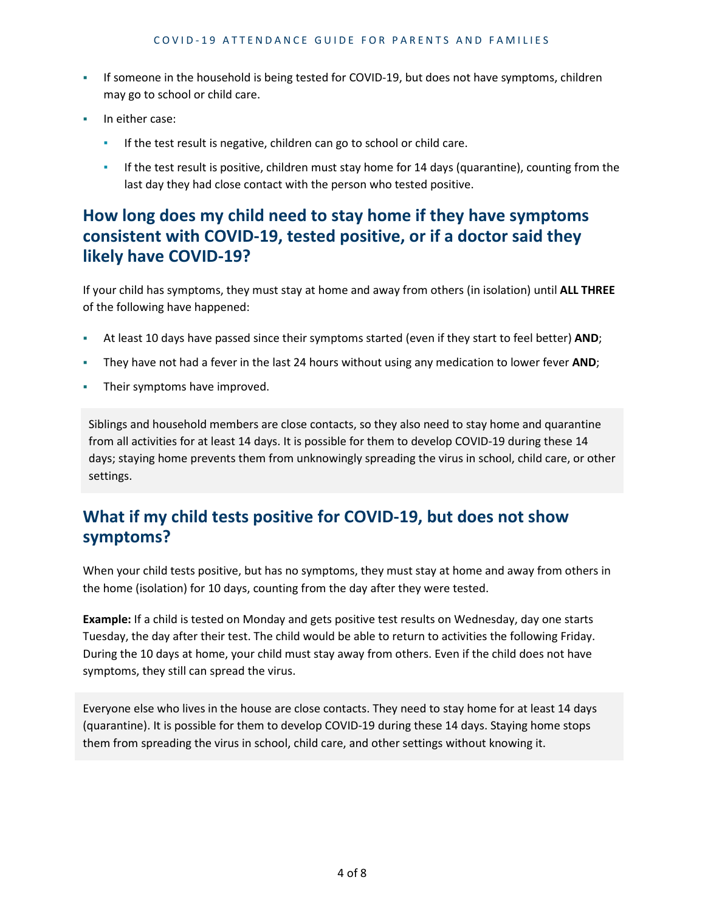- If someone in the household is being tested for COVID-19, but does not have symptoms, children may go to school or child care.
- In either case:
  - If the test result is negative, children can go to school or child care.
  - If the test result is positive, children must stay home for 14 days (quarantine), counting from the last day they had close contact with the person who tested positive.

## How long does my child need to stay home if they have symptoms consistent with COVID-19, tested positive, or if a doctor said they likely have COVID-19?

If your child has symptoms, they must stay at home and away from others (in isolation) until **ALL THREE** of the following have happened:

- At least 10 days have passed since their symptoms started (even if they start to feel better) **AND**;
- They have not had a fever in the last 24 hours without using any medication to lower fever **AND**;
- Their symptoms have improved.

Siblings and household members are close contacts, so they also need to stay home and quarantine from all activities for at least 14 days. It is possible for them to develop COVID-19 during these 14 days; staying home prevents them from unknowingly spreading the virus in school, child care, or other settings.

## What if my child tests positive for COVID-19, but does not show symptoms?

When your child tests positive, but has no symptoms, they must stay at home and away from others in the home (isolation) for 10 days, counting from the day after they were tested.

**Example:** If a child is tested on Monday and gets positive test results on Wednesday, day one starts Tuesday, the day after their test. The child would be able to return to activities the following Friday. During the 10 days at home, your child must stay away from others. Even if the child does not have symptoms, they still can spread the virus.

Everyone else who lives in the house are close contacts. They need to stay home for at least 14 days (quarantine). It is possible for them to develop COVID-19 during these 14 days. Staying home stops them from spreading the virus in school, child care, and other settings without knowing it.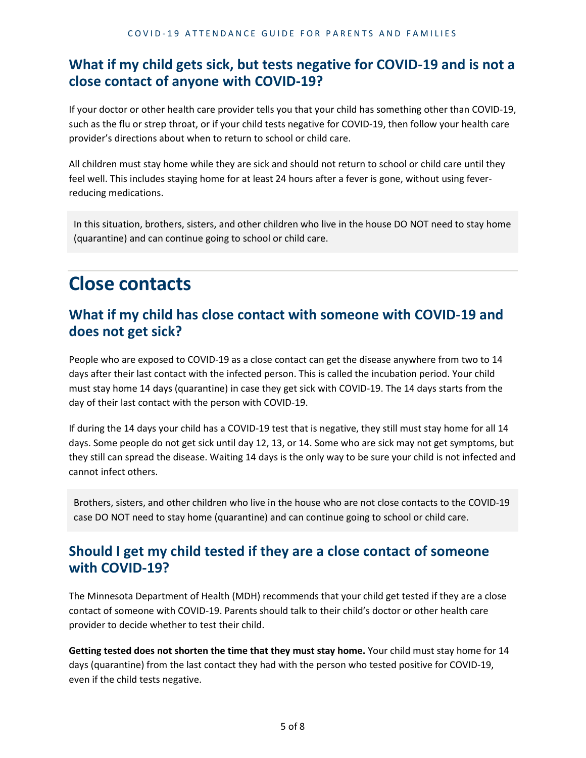## What if my child gets sick, but tests negative for COVID-19 and is not a close contact of anyone with COVID-19?

If your doctor or other health care provider tells you that your child has something other than COVID-19, such as the flu or strep throat, or if your child tests negative for COVID-19, then follow your health care provider's directions about when to return to school or child care.

All children must stay home while they are sick and should not return to school or child care until they feel well. This includes staying home for at least 24 hours after a fever is gone, without using fever-reducing medications.

In this situation, brothers, sisters, and other children who live in the house DO NOT need to stay home (quarantine) and can continue going to school or child care.

# Close contacts

## What if my child has close contact with someone with COVID-19 and does not get sick?

People who are exposed to COVID-19 as a close contact can get the disease anywhere from two to 14 days after their last contact with the infected person. This is called the incubation period. Your child must stay home 14 days (quarantine) in case they get sick with COVID-19. The 14 days starts from the day of their last contact with the person with COVID-19.

If during the 14 days your child has a COVID-19 test that is negative, they still must stay home for all 14 days. Some people do not get sick until day 12, 13, or 14. Some who are sick may not get symptoms, but they still can spread the disease. Waiting 14 days is the only way to be sure your child is not infected and cannot infect others.

Brothers, sisters, and other children who live in the house who are not close contacts to the COVID-19 case DO NOT need to stay home (quarantine) and can continue going to school or child care.

## Should I get my child tested if they are a close contact of someone with COVID-19?

The Minnesota Department of Health (MDH) recommends that your child get tested if they are a close contact of someone with COVID-19. Parents should talk to their child's doctor or other health care provider to decide whether to test their child.

**Getting tested does not shorten the time that they must stay home.** Your child must stay home for 14 days (quarantine) from the last contact they had with the person who tested positive for COVID-19, even if the child tests negative.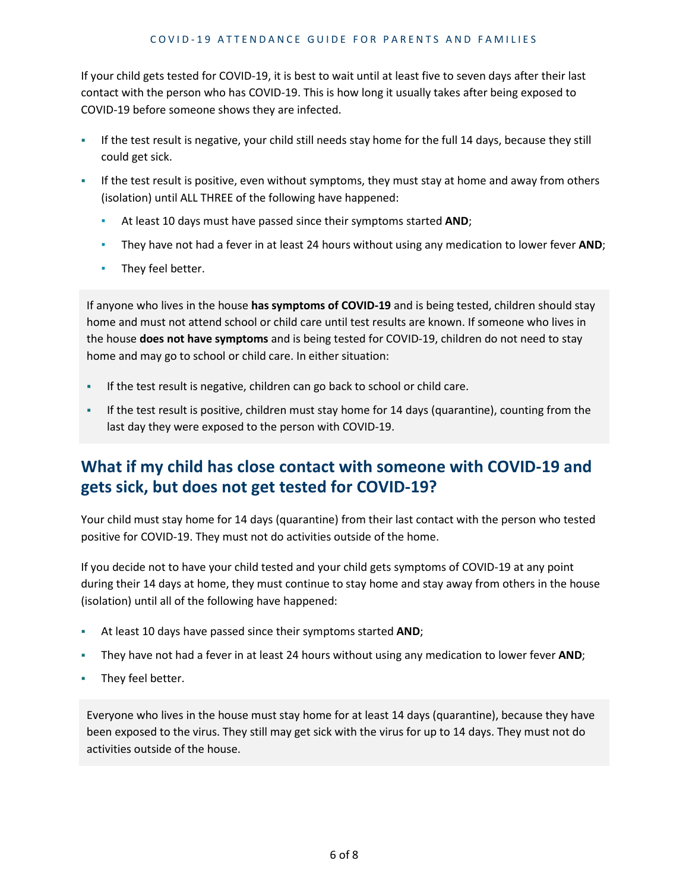If your child gets tested for COVID-19, it is best to wait until at least five to seven days after their last contact with the person who has COVID-19. This is how long it usually takes after being exposed to COVID-19 before someone shows they are infected.

- If the test result is negative, your child still needs stay home for the full 14 days, because they still could get sick.
- If the test result is positive, even without symptoms, they must stay at home and away from others (isolation) until ALL THREE of the following have happened:
  - At least 10 days must have passed since their symptoms started **AND**;
  - They have not had a fever in at least 24 hours without using any medication to lower fever **AND**;
  - They feel better.

If anyone who lives in the house **has symptoms of COVID-19** and is being tested, children should stay home and must not attend school or child care until test results are known. If someone who lives in the house **does not have symptoms** and is being tested for COVID-19, children do not need to stay home and may go to school or child care. In either situation:

- If the test result is negative, children can go back to school or child care.
- If the test result is positive, children must stay home for 14 days (quarantine), counting from the last day they were exposed to the person with COVID-19.

## What if my child has close contact with someone with COVID-19 and gets sick, but does not get tested for COVID-19?

Your child must stay home for 14 days (quarantine) from their last contact with the person who tested positive for COVID-19. They must not do activities outside of the home.

If you decide not to have your child tested and your child gets symptoms of COVID-19 at any point during their 14 days at home, they must continue to stay home and stay away from others in the house (isolation) until all of the following have happened:

- At least 10 days have passed since their symptoms started **AND**;
- They have not had a fever in at least 24 hours without using any medication to lower fever **AND**;
- They feel better.

Everyone who lives in the house must stay home for at least 14 days (quarantine), because they have been exposed to the virus. They still may get sick with the virus for up to 14 days. They must not do activities outside of the house.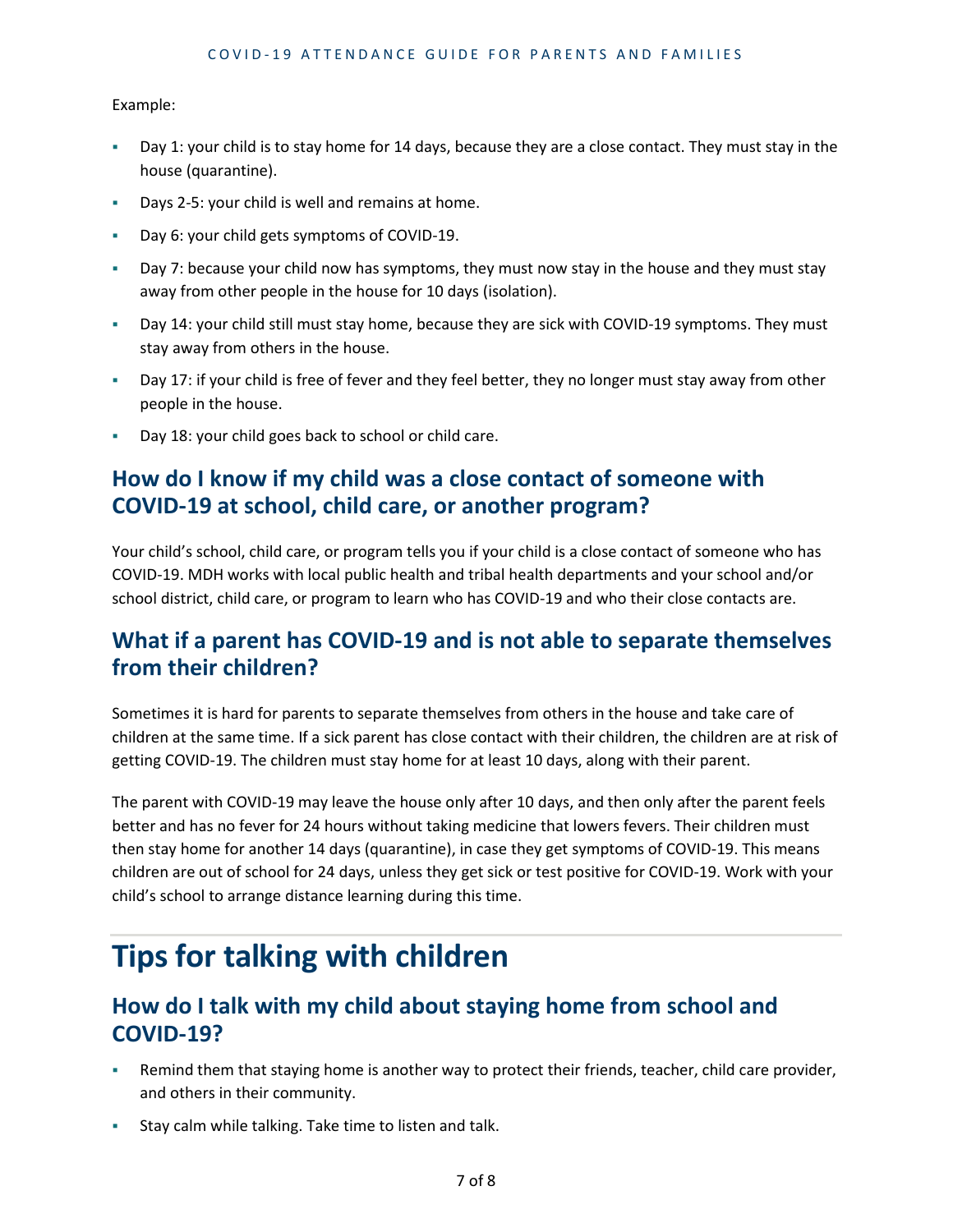Example:

- Day 1: your child is to stay home for 14 days, because they are a close contact. They must stay in the house (quarantine).
- Days 2-5: your child is well and remains at home.
- Day 6: your child gets symptoms of COVID-19.
- Day 7: because your child now has symptoms, they must now stay in the house and they must stay away from other people in the house for 10 days (isolation).
- Day 14: your child still must stay home, because they are sick with COVID-19 symptoms. They must stay away from others in the house.
- Day 17: if your child is free of fever and they feel better, they no longer must stay away from other people in the house.
- Day 18: your child goes back to school or child care.

## How do I know if my child was a close contact of someone with COVID-19 at school, child care, or another program?

Your child's school, child care, or program tells you if your child is a close contact of someone who has COVID-19. MDH works with local public health and tribal health departments and your school and/or school district, child care, or program to learn who has COVID-19 and who their close contacts are.

## What if a parent has COVID-19 and is not able to separate themselves from their children?

Sometimes it is hard for parents to separate themselves from others in the house and take care of children at the same time. If a sick parent has close contact with their children, the children are at risk of getting COVID-19. The children must stay home for at least 10 days, along with their parent.

The parent with COVID-19 may leave the house only after 10 days, and then only after the parent feels better and has no fever for 24 hours without taking medicine that lowers fevers. Their children must then stay home for another 14 days (quarantine), in case they get symptoms of COVID-19. This means children are out of school for 24 days, unless they get sick or test positive for COVID-19. Work with your child's school to arrange distance learning during this time.

# Tips for talking with children

## How do I talk with my child about staying home from school and COVID-19?

- Remind them that staying home is another way to protect their friends, teacher, child care provider, and others in their community.
- Stay calm while talking. Take time to listen and talk.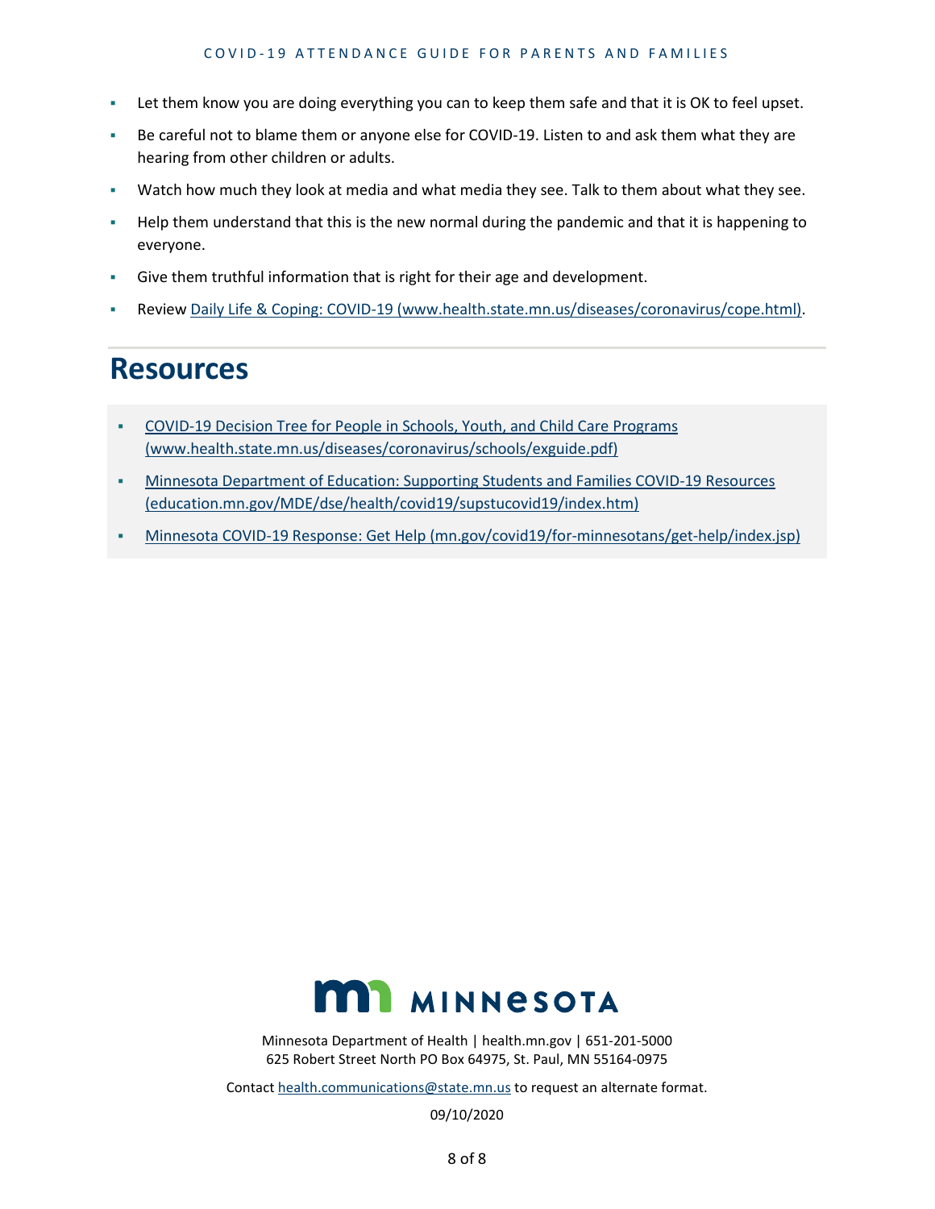- Let them know you are doing everything you can to keep them safe and that it is OK to feel upset.
- Be careful not to blame them or anyone else for COVID-19. Listen to and ask them what they are hearing from other children or adults.
- Watch how much they look at media and what media they see. Talk to them about what they see.
- Help them understand that this is the new normal during the pandemic and that it is happening to everyone.
- Give them truthful information that is right for their age and development.
- Review Daily Life & Coping: COVID-19 (www.health.state.mn.us/diseases/coronavirus/cope.html).

# Resources

- COVID-19 Decision Tree for People in Schools, Youth, and Child Care Programs (www.health.state.mn.us/diseases/coronavirus/schools/exguide.pdf)
- Minnesota Department of Education: Supporting Students and Families COVID-19 Resources (education.mn.gov/MDE/dse/health/covid19/supstucovid19/index.htm)
- Minnesota COVID-19 Response: Get Help (mn.gov/covid19/for-minnesotans/get-help/index.jsp)

MINNESOTA

Minnesota Department of Health | health.mn.gov | 651-201-5000
625 Robert Street North PO Box 64975, St. Paul, MN 55164-0975

Contact health.communications@state.mn.us to request an alternate format.

09/10/2020